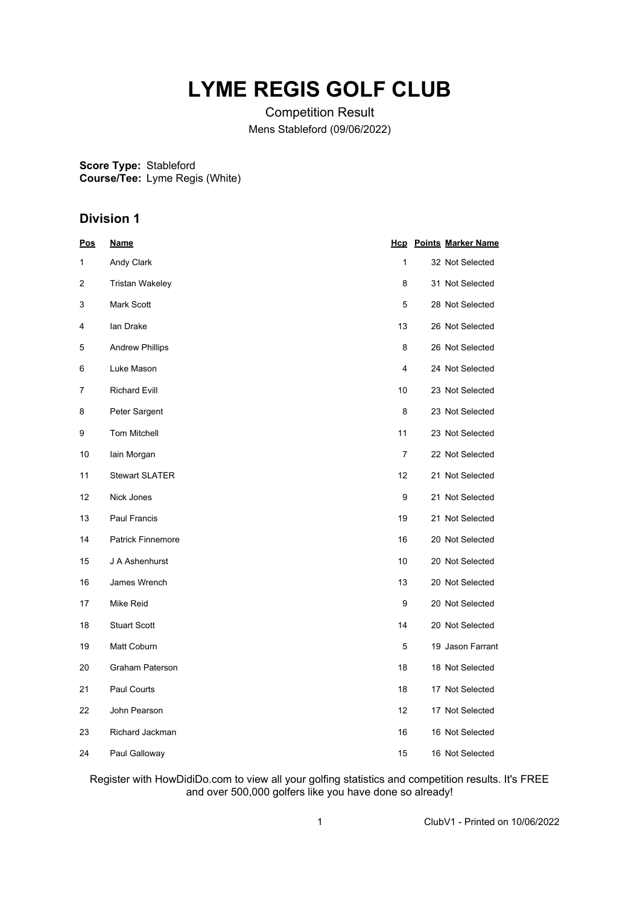# LYME REGIS GOLF CLUB

Competition Result

Mens Stableford (09/06/2022)

**Score Type:** Stableford
**Course/Tee:** Lyme Regis (White)

## Division 1

| Pos | Name | Hcp | Points | Marker Name |
|---|---|---|---|---|
| 1 | Andy Clark | 1 | 32 | Not Selected |
| 2 | Tristan Wakeley | 8 | 31 | Not Selected |
| 3 | Mark Scott | 5 | 28 | Not Selected |
| 4 | Ian Drake | 13 | 26 | Not Selected |
| 5 | Andrew Phillips | 8 | 26 | Not Selected |
| 6 | Luke Mason | 4 | 24 | Not Selected |
| 7 | Richard Evill | 10 | 23 | Not Selected |
| 8 | Peter Sargent | 8 | 23 | Not Selected |
| 9 | Tom Mitchell | 11 | 23 | Not Selected |
| 10 | Iain Morgan | 7 | 22 | Not Selected |
| 11 | Stewart SLATER | 12 | 21 | Not Selected |
| 12 | Nick Jones | 9 | 21 | Not Selected |
| 13 | Paul Francis | 19 | 21 | Not Selected |
| 14 | Patrick Finnemore | 16 | 20 | Not Selected |
| 15 | J A Ashenhurst | 10 | 20 | Not Selected |
| 16 | James Wrench | 13 | 20 | Not Selected |
| 17 | Mike Reid | 9 | 20 | Not Selected |
| 18 | Stuart Scott | 14 | 20 | Not Selected |
| 19 | Matt Coburn | 5 | 19 | Jason Farrant |
| 20 | Graham Paterson | 18 | 18 | Not Selected |
| 21 | Paul Courts | 18 | 17 | Not Selected |
| 22 | John Pearson | 12 | 17 | Not Selected |
| 23 | Richard Jackman | 16 | 16 | Not Selected |
| 24 | Paul Galloway | 15 | 16 | Not Selected |

Register with HowDidiDo.com to view all your golfing statistics and competition results. It's FREE and over 500,000 golfers like you have done so already!

ClubV1 - Printed on 10/06/2022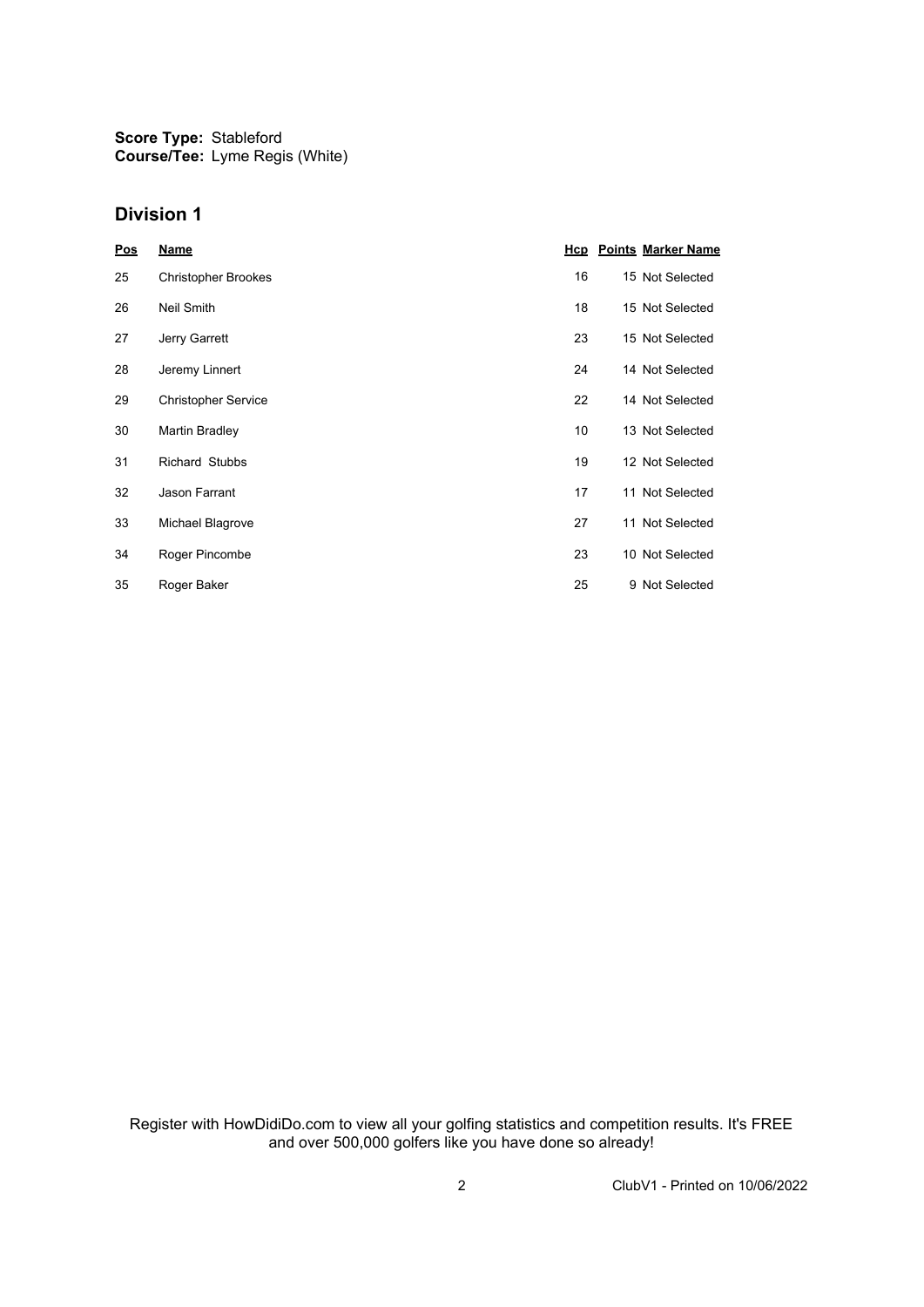**Score Type:** Stableford
**Course/Tee:** Lyme Regis (White)

## Division 1

| Pos | Name | Hcp | Points | Marker Name |
|---|---|---|---|---|
| 25 | Christopher Brookes | 16 | 15 | Not Selected |
| 26 | Neil Smith | 18 | 15 | Not Selected |
| 27 | Jerry Garrett | 23 | 15 | Not Selected |
| 28 | Jeremy Linnert | 24 | 14 | Not Selected |
| 29 | Christopher Service | 22 | 14 | Not Selected |
| 30 | Martin Bradley | 10 | 13 | Not Selected |
| 31 | Richard Stubbs | 19 | 12 | Not Selected |
| 32 | Jason Farrant | 17 | 11 | Not Selected |
| 33 | Michael Blagrove | 27 | 11 | Not Selected |
| 34 | Roger Pincombe | 23 | 10 | Not Selected |
| 35 | Roger Baker | 25 | 9 | Not Selected |

Register with HowDidiDo.com to view all your golfing statistics and competition results. It's FREE and over 500,000 golfers like you have done so already!

ClubV1 - Printed on 10/06/2022